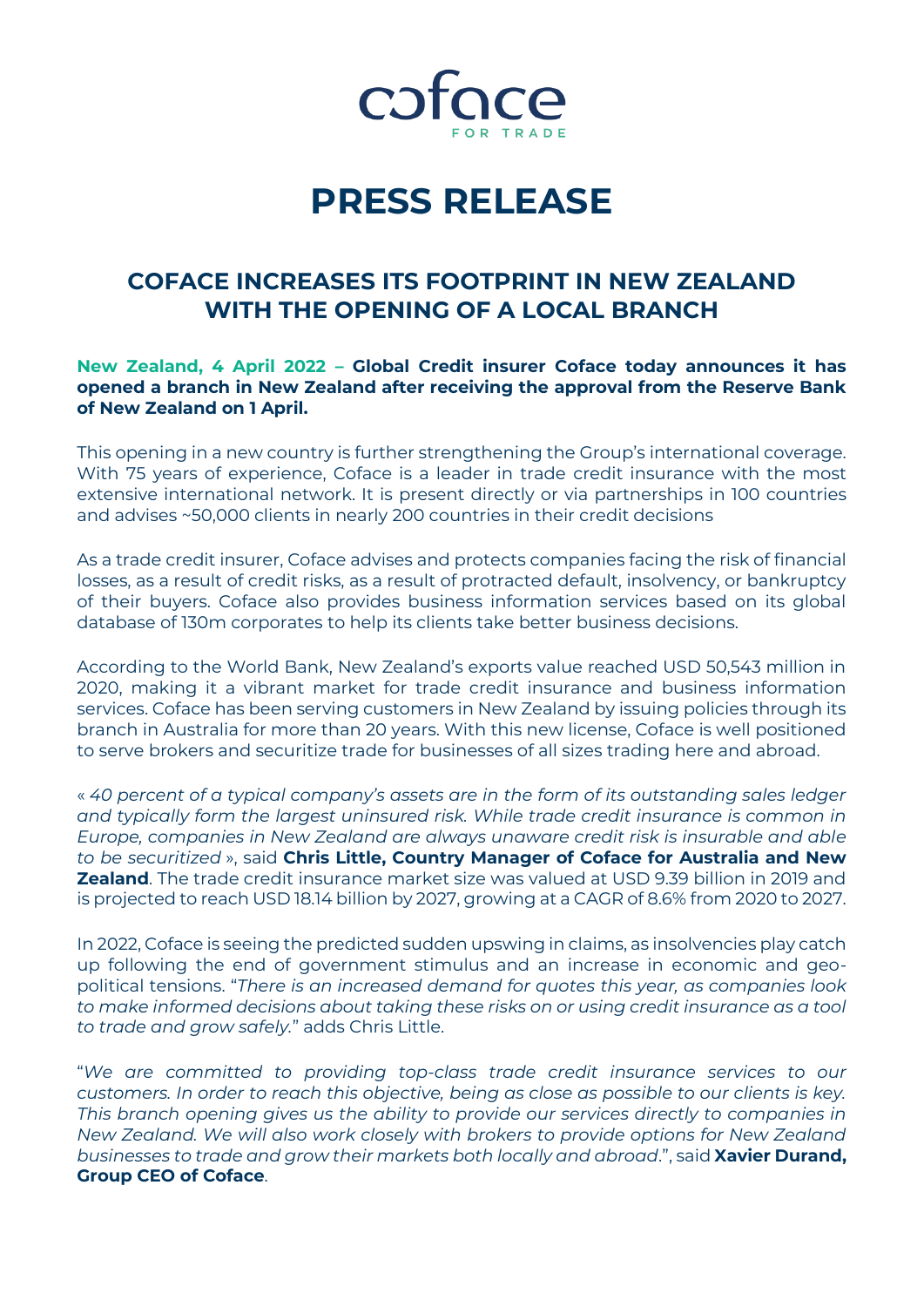coface
FOR TRADE

# PRESS RELEASE

## COFACE INCREASES ITS FOOTPRINT IN NEW ZEALAND WITH THE OPENING OF A LOCAL BRANCH

**New Zealand, 4 April 2022 – Global Credit insurer Coface today announces it has opened a branch in New Zealand after receiving the approval from the Reserve Bank of New Zealand on 1 April.**

This opening in a new country is further strengthening the Group's international coverage. With 75 years of experience, Coface is a leader in trade credit insurance with the most extensive international network. It is present directly or via partnerships in 100 countries and advises ~50,000 clients in nearly 200 countries in their credit decisions

As a trade credit insurer, Coface advises and protects companies facing the risk of financial losses, as a result of credit risks, as a result of protracted default, insolvency, or bankruptcy of their buyers. Coface also provides business information services based on its global database of 130m corporates to help its clients take better business decisions.

According to the World Bank, New Zealand's exports value reached USD 50,543 million in 2020, making it a vibrant market for trade credit insurance and business information services. Coface has been serving customers in New Zealand by issuing policies through its branch in Australia for more than 20 years. With this new license, Coface is well positioned to serve brokers and securitize trade for businesses of all sizes trading here and abroad.

« *40 percent of a typical company's assets are in the form of its outstanding sales ledger and typically form the largest uninsured risk. While trade credit insurance is common in Europe, companies in New Zealand are always unaware credit risk is insurable and able to be securitized* », said **Chris Little, Country Manager of Coface for Australia and New Zealand**. The trade credit insurance market size was valued at USD 9.39 billion in 2019 and is projected to reach USD 18.14 billion by 2027, growing at a CAGR of 8.6% from 2020 to 2027.

In 2022, Coface is seeing the predicted sudden upswing in claims, as insolvencies play catch up following the end of government stimulus and an increase in economic and geo-political tensions. "*There is an increased demand for quotes this year, as companies look to make informed decisions about taking these risks on or using credit insurance as a tool to trade and grow safely.*" adds Chris Little.

"*We are committed to providing top-class trade credit insurance services to our customers. In order to reach this objective, being as close as possible to our clients is key. This branch opening gives us the ability to provide our services directly to companies in New Zealand. We will also work closely with brokers to provide options for New Zealand businesses to trade and grow their markets both locally and abroad*.", said **Xavier Durand, Group CEO of Coface**.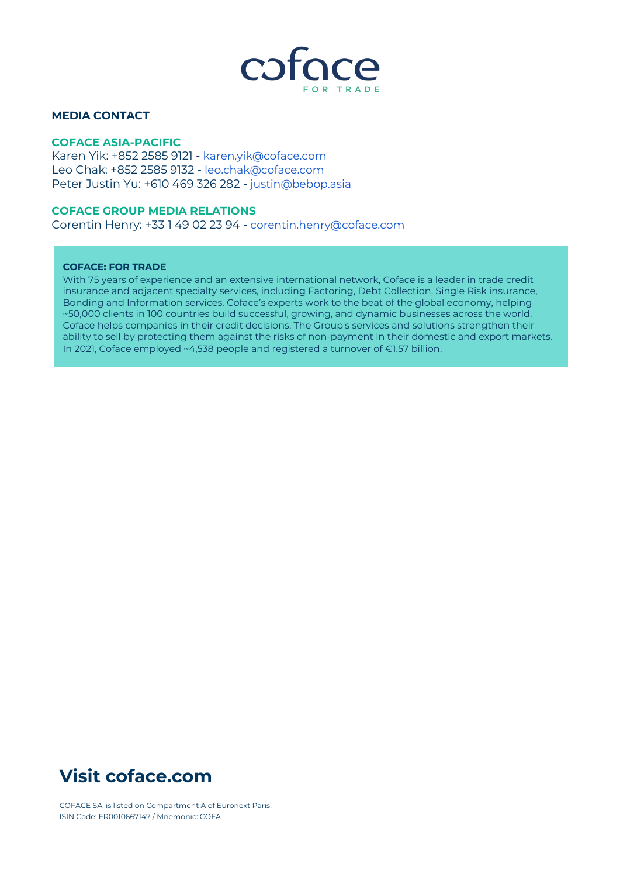## MEDIA CONTACT

### COFACE ASIA-PACIFIC

Karen Yik: +852 2585 9121 - karen.yik@coface.com
Leo Chak: +852 2585 9132 - leo.chak@coface.com
Peter Justin Yu: +610 469 326 282 - justin@bebop.asia

### COFACE GROUP MEDIA RELATIONS

Corentin Henry: +33 1 49 02 23 94 - corentin.henry@coface.com

**COFACE: FOR TRADE**

With 75 years of experience and an extensive international network, Coface is a leader in trade credit insurance and adjacent specialty services, including Factoring, Debt Collection, Single Risk insurance, Bonding and Information services. Coface's experts work to the beat of the global economy, helping ~50,000 clients in 100 countries build successful, growing, and dynamic businesses across the world. Coface helps companies in their credit decisions. The Group's services and solutions strengthen their ability to sell by protecting them against the risks of non-payment in their domestic and export markets. In 2021, Coface employed ~4,538 people and registered a turnover of €1.57 billion.

## Visit coface.com

COFACE SA. is listed on Compartment A of Euronext Paris.
ISIN Code: FR0010667147 / Mnemonic: COFA